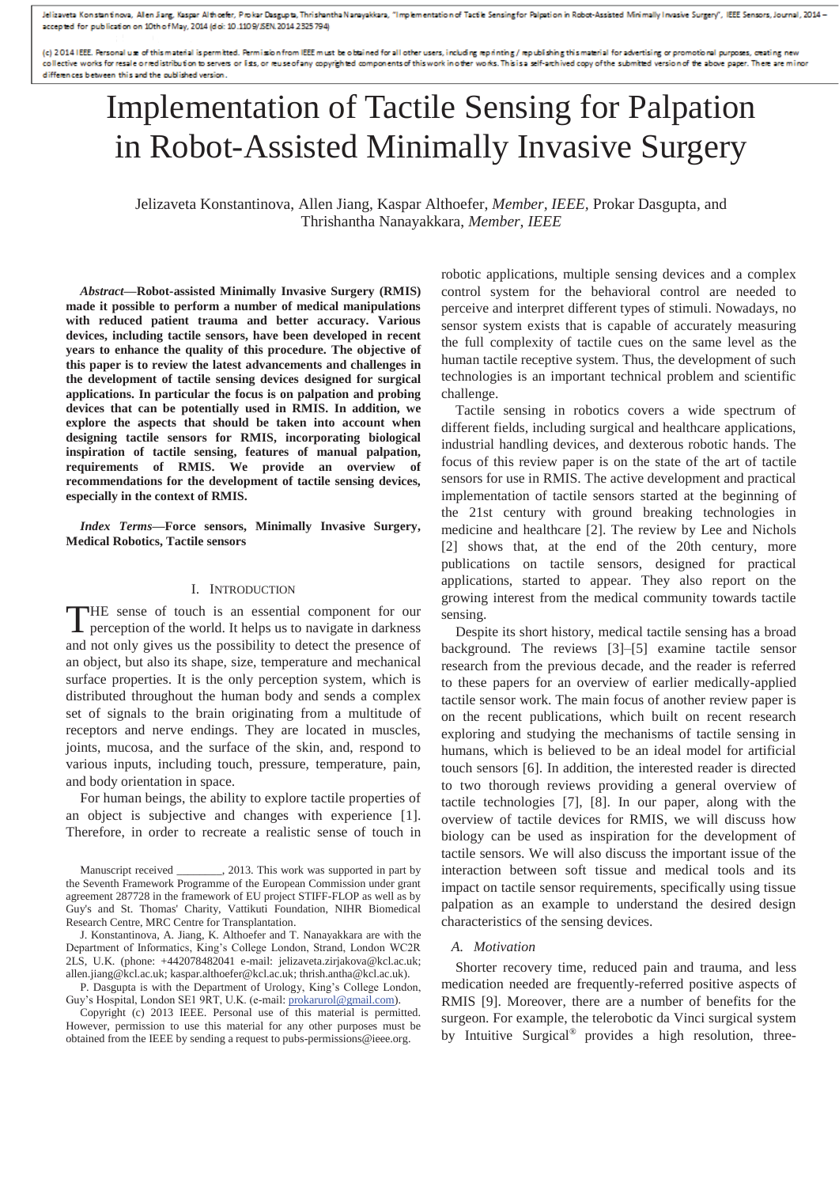Jelizaveta Konstantinova, Allen Jiang, Kaspar Althoefer, Prokar Dasgupta, Thrishantha Nanayakkara, "Implementation of Tactile Sensing for Palpation in Robot-Assisted Minimally Invasive Surgery", IEEE Sensors, Journal, 2014 – accepted for publication on 10th of May, 2014 (doi: 10.1109/JSEN.2014.2325794)

(c) 2014 IEEE. Personal use of this material is permitted. Permission from IEEE must be obtained for all other users, including reprinting / republishing this material for advertising or promotional purposes, creating new collective works for resale or redistribution to servers or lists, or reuse of any copyrighted components of this work in other works. This is a self-archived copy of the submitted version of the above paper. There are minor differences between this and the published version.

# Implementation of Tactile Sensing for Palpation in Robot-Assisted Minimally Invasive Surgery

Jelizaveta Konstantinova, Allen Jiang, Kaspar Althoefer, *Member, IEEE*, Prokar Dasgupta, and Thrishantha Nanayakkara, *Member, IEEE*

***Abstract*—Robot-assisted Minimally Invasive Surgery (RMIS) made it possible to perform a number of medical manipulations with reduced patient trauma and better accuracy. Various devices, including tactile sensors, have been developed in recent years to enhance the quality of this procedure. The objective of this paper is to review the latest advancements and challenges in the development of tactile sensing devices designed for surgical applications. In particular the focus is on palpation and probing devices that can be potentially used in RMIS. In addition, we explore the aspects that should be taken into account when designing tactile sensors for RMIS, incorporating biological inspiration of tactile sensing, features of manual palpation, requirements of RMIS. We provide an overview of recommendations for the development of tactile sensing devices, especially in the context of RMIS.**

***Index Terms*—Force sensors, Minimally Invasive Surgery, Medical Robotics, Tactile sensors**

## I. Introduction

The sense of touch is an essential component for our perception of the world. It helps us to navigate in darkness and not only gives us the possibility to detect the presence of an object, but also its shape, size, temperature and mechanical surface properties. It is the only perception system, which is distributed throughout the human body and sends a complex set of signals to the brain originating from a multitude of receptors and nerve endings. They are located in muscles, joints, mucosa, and the surface of the skin, and, respond to various inputs, including touch, pressure, temperature, pain, and body orientation in space.

For human beings, the ability to explore tactile properties of an object is subjective and changes with experience [1]. Therefore, in order to recreate a realistic sense of touch in robotic applications, multiple sensing devices and a complex control system for the behavioral control are needed to perceive and interpret different types of stimuli. Nowadays, no sensor system exists that is capable of accurately measuring the full complexity of tactile cues on the same level as the human tactile receptive system. Thus, the development of such technologies is an important technical problem and scientific challenge.

Tactile sensing in robotics covers a wide spectrum of different fields, including surgical and healthcare applications, industrial handling devices, and dexterous robotic hands. The focus of this review paper is on the state of the art of tactile sensors for use in RMIS. The active development and practical implementation of tactile sensors started at the beginning of the 21st century with ground breaking technologies in medicine and healthcare [2]. The review by Lee and Nichols [2] shows that, at the end of the 20th century, more publications on tactile sensors, designed for practical applications, started to appear. They also report on the growing interest from the medical community towards tactile sensing.

Despite its short history, medical tactile sensing has a broad background. The reviews [3]–[5] examine tactile sensor research from the previous decade, and the reader is referred to these papers for an overview of earlier medically-applied tactile sensor work. The main focus of another review paper is on the recent publications, which built on recent research exploring and studying the mechanisms of tactile sensing in humans, which is believed to be an ideal model for artificial touch sensors [6]. In addition, the interested reader is directed to two thorough reviews providing a general overview of tactile technologies [7], [8]. In our paper, along with the overview of tactile devices for RMIS, we will discuss how biology can be used as inspiration for the development of tactile sensors. We will also discuss the important issue of the interaction between soft tissue and medical tools and its impact on tactile sensor requirements, specifically using tissue palpation as an example to understand the desired design characteristics of the sensing devices.

### A. Motivation

Shorter recovery time, reduced pain and trauma, and less medication needed are frequently-referred positive aspects of RMIS [9]. Moreover, there are a number of benefits for the surgeon. For example, the telerobotic da Vinci surgical system by Intuitive Surgical® provides a high resolution, three-

Manuscript received ________, 2013. This work was supported in part by the Seventh Framework Programme of the European Commission under grant agreement 287728 in the framework of EU project STIFF-FLOP as well as by Guy's and St. Thomas' Charity, Vattikuti Foundation, NIHR Biomedical Research Centre, MRC Centre for Transplantation.

J. Konstantinova, A. Jiang, K. Althoefer and T. Nanayakkara are with the Department of Informatics, King's College London, Strand, London WC2R 2LS, U.K. (phone: +442078482041 e-mail: jelizaveta.zirjakova@kcl.ac.uk; allen.jiang@kcl.ac.uk; kaspar.althoefer@kcl.ac.uk; thrish.antha@kcl.ac.uk).

P. Dasgupta is with the Department of Urology, King's College London, Guy's Hospital, London SE1 9RT, U.K. (e-mail: prokarurol@gmail.com).

Copyright (c) 2013 IEEE. Personal use of this material is permitted. However, permission to use this material for any other purposes must be obtained from the IEEE by sending a request to pubs-permissions@ieee.org.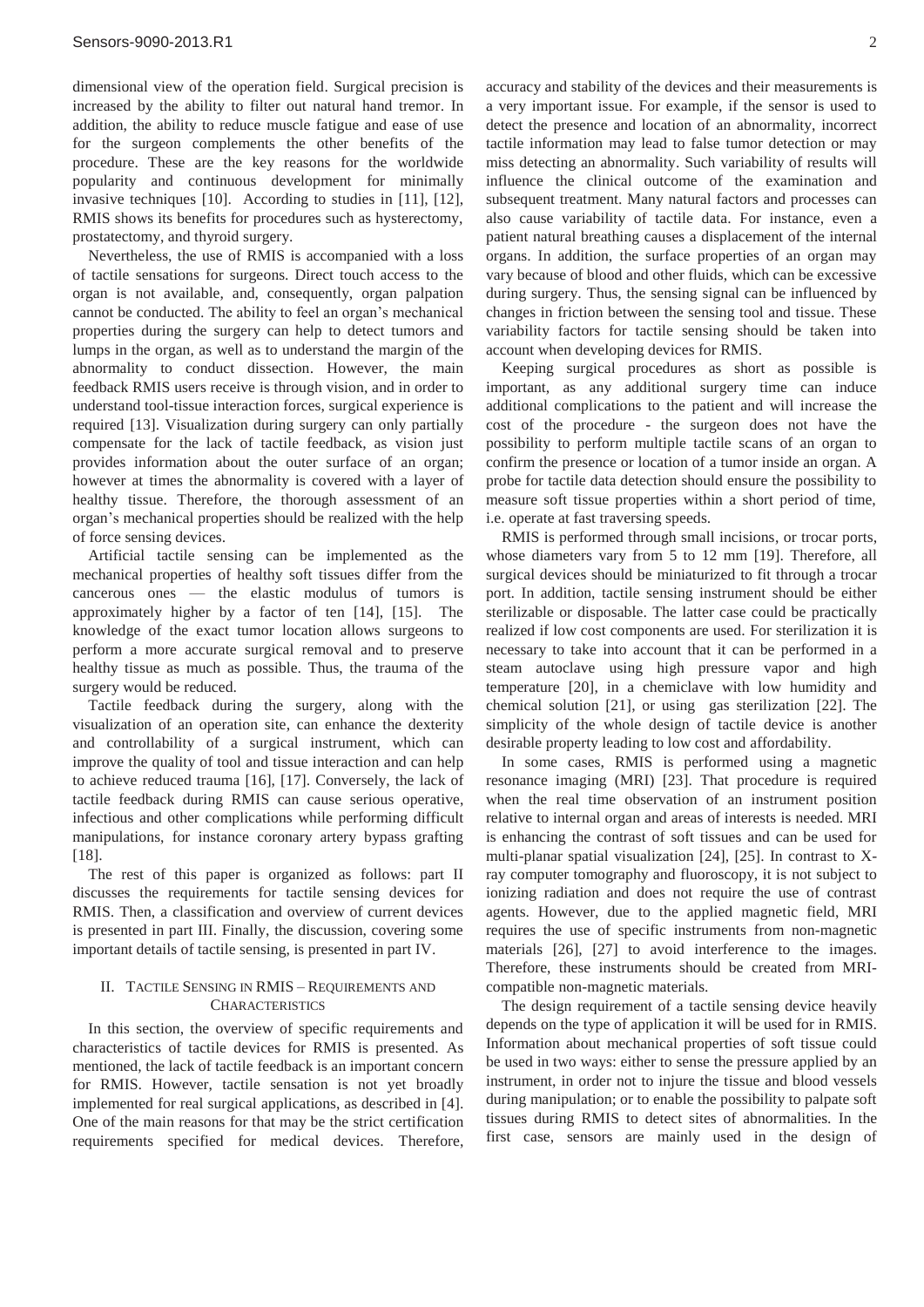dimensional view of the operation field. Surgical precision is increased by the ability to filter out natural hand tremor. In addition, the ability to reduce muscle fatigue and ease of use for the surgeon complements the other benefits of the procedure. These are the key reasons for the worldwide popularity and continuous development for minimally invasive techniques [10]. According to studies in [11], [12], RMIS shows its benefits for procedures such as hysterectomy, prostatectomy, and thyroid surgery.

Nevertheless, the use of RMIS is accompanied with a loss of tactile sensations for surgeons. Direct touch access to the organ is not available, and, consequently, organ palpation cannot be conducted. The ability to feel an organ's mechanical properties during the surgery can help to detect tumors and lumps in the organ, as well as to understand the margin of the abnormality to conduct dissection. However, the main feedback RMIS users receive is through vision, and in order to understand tool-tissue interaction forces, surgical experience is required [13]. Visualization during surgery can only partially compensate for the lack of tactile feedback, as vision just provides information about the outer surface of an organ; however at times the abnormality is covered with a layer of healthy tissue. Therefore, the thorough assessment of an organ's mechanical properties should be realized with the help of force sensing devices.

Artificial tactile sensing can be implemented as the mechanical properties of healthy soft tissues differ from the cancerous ones — the elastic modulus of tumors is approximately higher by a factor of ten [14], [15]. The knowledge of the exact tumor location allows surgeons to perform a more accurate surgical removal and to preserve healthy tissue as much as possible. Thus, the trauma of the surgery would be reduced.

Tactile feedback during the surgery, along with the visualization of an operation site, can enhance the dexterity and controllability of a surgical instrument, which can improve the quality of tool and tissue interaction and can help to achieve reduced trauma [16], [17]. Conversely, the lack of tactile feedback during RMIS can cause serious operative, infectious and other complications while performing difficult manipulations, for instance coronary artery bypass grafting [18].

The rest of this paper is organized as follows: part II discusses the requirements for tactile sensing devices for RMIS. Then, a classification and overview of current devices is presented in part III. Finally, the discussion, covering some important details of tactile sensing, is presented in part IV.

## II. Tactile Sensing in RMIS – Requirements and Characteristics

In this section, the overview of specific requirements and characteristics of tactile devices for RMIS is presented. As mentioned, the lack of tactile feedback is an important concern for RMIS. However, tactile sensation is not yet broadly implemented for real surgical applications, as described in [4]. One of the main reasons for that may be the strict certification requirements specified for medical devices. Therefore, accuracy and stability of the devices and their measurements is a very important issue. For example, if the sensor is used to detect the presence and location of an abnormality, incorrect tactile information may lead to false tumor detection or may miss detecting an abnormality. Such variability of results will influence the clinical outcome of the examination and subsequent treatment. Many natural factors and processes can also cause variability of tactile data. For instance, even a patient natural breathing causes a displacement of the internal organs. In addition, the surface properties of an organ may vary because of blood and other fluids, which can be excessive during surgery. Thus, the sensing signal can be influenced by changes in friction between the sensing tool and tissue. These variability factors for tactile sensing should be taken into account when developing devices for RMIS.

Keeping surgical procedures as short as possible is important, as any additional surgery time can induce additional complications to the patient and will increase the cost of the procedure - the surgeon does not have the possibility to perform multiple tactile scans of an organ to confirm the presence or location of a tumor inside an organ. A probe for tactile data detection should ensure the possibility to measure soft tissue properties within a short period of time, i.e. operate at fast traversing speeds.

RMIS is performed through small incisions, or trocar ports, whose diameters vary from 5 to 12 mm [19]. Therefore, all surgical devices should be miniaturized to fit through a trocar port. In addition, tactile sensing instrument should be either sterilizable or disposable. The latter case could be practically realized if low cost components are used. For sterilization it is necessary to take into account that it can be performed in a steam autoclave using high pressure vapor and high temperature [20], in a chemiclave with low humidity and chemical solution [21], or using gas sterilization [22]. The simplicity of the whole design of tactile device is another desirable property leading to low cost and affordability.

In some cases, RMIS is performed using a magnetic resonance imaging (MRI) [23]. That procedure is required when the real time observation of an instrument position relative to internal organ and areas of interests is needed. MRI is enhancing the contrast of soft tissues and can be used for multi-planar spatial visualization [24], [25]. In contrast to X-ray computer tomography and fluoroscopy, it is not subject to ionizing radiation and does not require the use of contrast agents. However, due to the applied magnetic field, MRI requires the use of specific instruments from non-magnetic materials [26], [27] to avoid interference to the images. Therefore, these instruments should be created from MRI-compatible non-magnetic materials.

The design requirement of a tactile sensing device heavily depends on the type of application it will be used for in RMIS. Information about mechanical properties of soft tissue could be used in two ways: either to sense the pressure applied by an instrument, in order not to injure the tissue and blood vessels during manipulation; or to enable the possibility to palpate soft tissues during RMIS to detect sites of abnormalities. In the first case, sensors are mainly used in the design of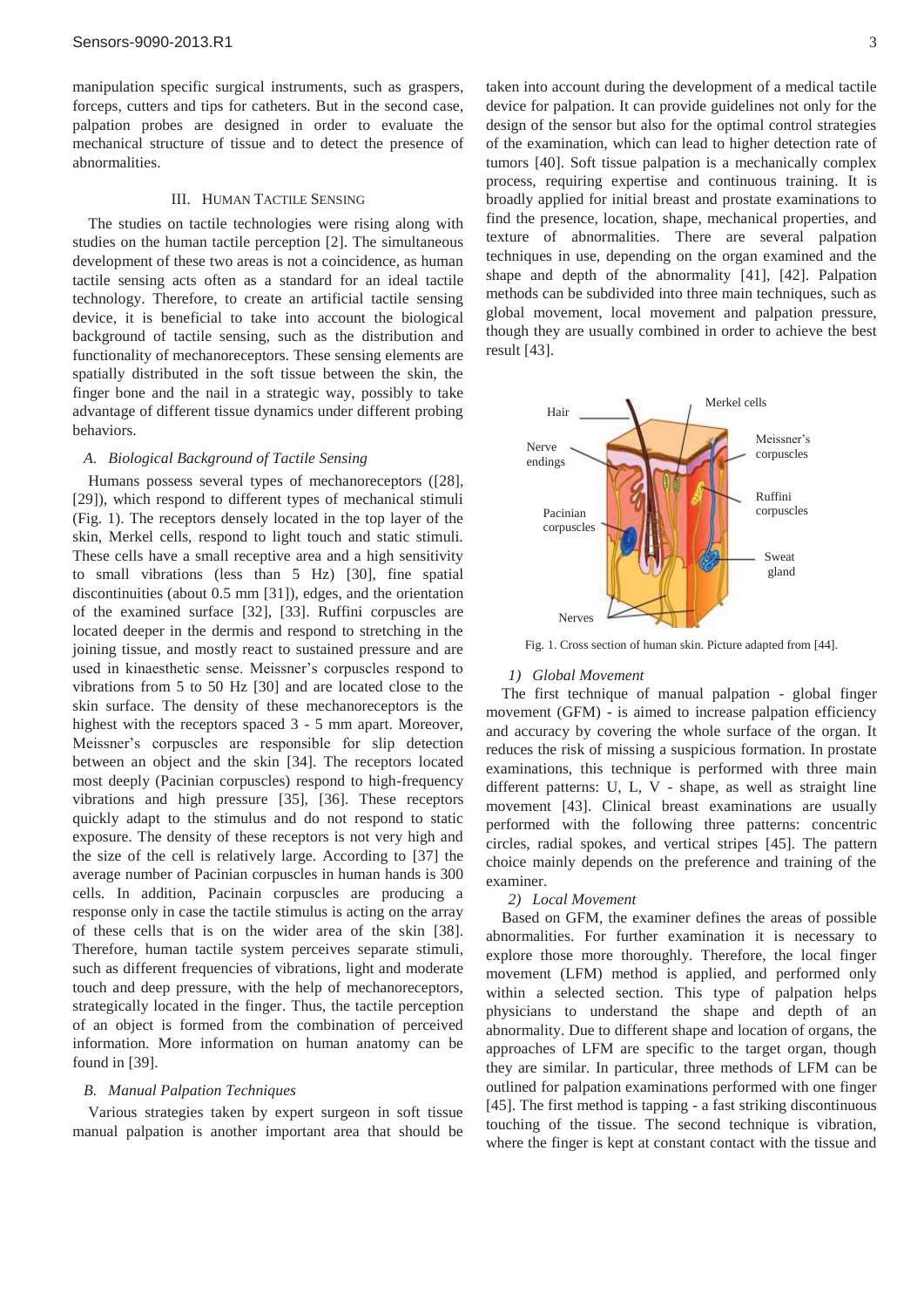manipulation specific surgical instruments, such as graspers, forceps, cutters and tips for catheters. But in the second case, palpation probes are designed in order to evaluate the mechanical structure of tissue and to detect the presence of abnormalities.

## III. Human Tactile Sensing

The studies on tactile technologies were rising along with studies on the human tactile perception [2]. The simultaneous development of these two areas is not a coincidence, as human tactile sensing acts often as a standard for an ideal tactile technology. Therefore, to create an artificial tactile sensing device, it is beneficial to take into account the biological background of tactile sensing, such as the distribution and functionality of mechanoreceptors. These sensing elements are spatially distributed in the soft tissue between the skin, the finger bone and the nail in a strategic way, possibly to take advantage of different tissue dynamics under different probing behaviors.

### *A. Biological Background of Tactile Sensing*

Humans possess several types of mechanoreceptors ([28], [29]), which respond to different types of mechanical stimuli (Fig. 1). The receptors densely located in the top layer of the skin, Merkel cells, respond to light touch and static stimuli. These cells have a small receptive area and a high sensitivity to small vibrations (less than 5 Hz) [30], fine spatial discontinuities (about 0.5 mm [31]), edges, and the orientation of the examined surface [32], [33]. Ruffini corpuscles are located deeper in the dermis and respond to stretching in the joining tissue, and mostly react to sustained pressure and are used in kinaesthetic sense. Meissner's corpuscles respond to vibrations from 5 to 50 Hz [30] and are located close to the skin surface. The density of these mechanoreceptors is the highest with the receptors spaced 3 - 5 mm apart. Moreover, Meissner's corpuscles are responsible for slip detection between an object and the skin [34]. The receptors located most deeply (Pacinian corpuscles) respond to high-frequency vibrations and high pressure [35], [36]. These receptors quickly adapt to the stimulus and do not respond to static exposure. The density of these receptors is not very high and the size of the cell is relatively large. According to [37] the average number of Pacinian corpuscles in human hands is 300 cells. In addition, Pacinain corpuscles are producing a response only in case the tactile stimulus is acting on the array of these cells that is on the wider area of the skin [38]. Therefore, human tactile system perceives separate stimuli, such as different frequencies of vibrations, light and moderate touch and deep pressure, with the help of mechanoreceptors, strategically located in the finger. Thus, the tactile perception of an object is formed from the combination of perceived information. More information on human anatomy can be found in [39].

### *B. Manual Palpation Techniques*

Various strategies taken by expert surgeon in soft tissue manual palpation is another important area that should be taken into account during the development of a medical tactile device for palpation. It can provide guidelines not only for the design of the sensor but also for the optimal control strategies of the examination, which can lead to higher detection rate of tumors [40]. Soft tissue palpation is a mechanically complex process, requiring expertise and continuous training. It is broadly applied for initial breast and prostate examinations to find the presence, location, shape, mechanical properties, and texture of abnormalities. There are several palpation techniques in use, depending on the organ examined and the shape and depth of the abnormality [41], [42]. Palpation methods can be subdivided into three main techniques, such as global movement, local movement and palpation pressure, though they are usually combined in order to achieve the best result [43].

Hair
Merkel cells
Nerve endings
Meissner's corpuscles
Ruffini corpuscles
Pacinian corpuscles
Sweat gland
Nerves

Fig. 1. Cross section of human skin. Picture adapted from [44].

#### *1) Global Movement*

The first technique of manual palpation - global finger movement (GFM) - is aimed to increase palpation efficiency and accuracy by covering the whole surface of the organ. It reduces the risk of missing a suspicious formation. In prostate examinations, this technique is performed with three main different patterns: U, L, V - shape, as well as straight line movement [43]. Clinical breast examinations are usually performed with the following three patterns: concentric circles, radial spokes, and vertical stripes [45]. The pattern choice mainly depends on the preference and training of the examiner.

#### *2) Local Movement*

Based on GFM, the examiner defines the areas of possible abnormalities. For further examination it is necessary to explore those more thoroughly. Therefore, the local finger movement (LFM) method is applied, and performed only within a selected section. This type of palpation helps physicians to understand the shape and depth of an abnormality. Due to different shape and location of organs, the approaches of LFM are specific to the target organ, though they are similar. In particular, three methods of LFM can be outlined for palpation examinations performed with one finger [45]. The first method is tapping - a fast striking discontinuous touching of the tissue. The second technique is vibration, where the finger is kept at constant contact with the tissue and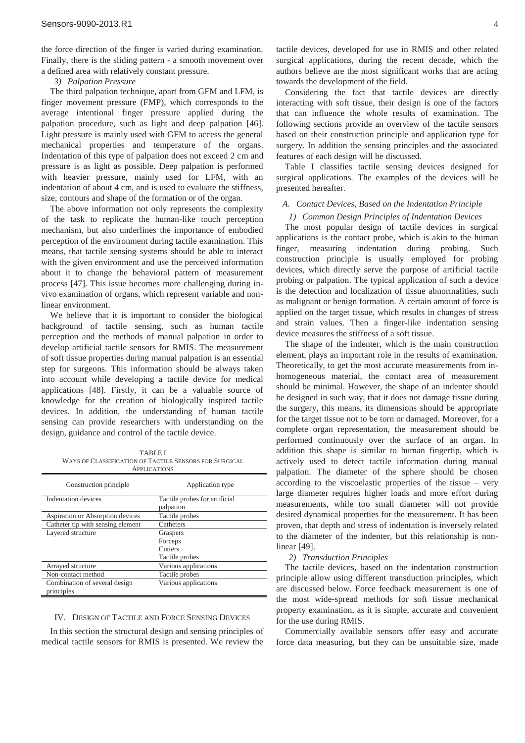the force direction of the finger is varied during examination. Finally, there is the sliding pattern - a smooth movement over a defined area with relatively constant pressure.

*3) Palpation Pressure*

The third palpation technique, apart from GFM and LFM, is finger movement pressure (FMP), which corresponds to the average intentional finger pressure applied during the palpation procedure, such as light and deep palpation [46]. Light pressure is mainly used with GFM to access the general mechanical properties and temperature of the organs. Indentation of this type of palpation does not exceed 2 cm and pressure is as light as possible. Deep palpation is performed with heavier pressure, mainly used for LFM, with an indentation of about 4 cm, and is used to evaluate the stiffness, size, contours and shape of the formation or of the organ.

The above information not only represents the complexity of the task to replicate the human-like touch perception mechanism, but also underlines the importance of embodied perception of the environment during tactile examination. This means, that tactile sensing systems should be able to interact with the given environment and use the perceived information about it to change the behavioral pattern of measurement process [47]. This issue becomes more challenging during in-vivo examination of organs, which represent variable and non-linear environment.

We believe that it is important to consider the biological background of tactile sensing, such as human tactile perception and the methods of manual palpation in order to develop artificial tactile sensors for RMIS. The measurement of soft tissue properties during manual palpation is an essential step for surgeons. This information should be always taken into account while developing a tactile device for medical applications [48]. Firstly, it can be a valuable source of knowledge for the creation of biologically inspired tactile devices. In addition, the understanding of human tactile sensing can provide researchers with understanding on the design, guidance and control of the tactile device.

TABLE I
WAYS OF CLASSIFICATION OF TACTILE SENSORS FOR SURGICAL APPLICATIONS

| Construction principle | Application type |
|---|---|
| Indentation devices | Tactile probes for artificial palpation |
| Aspiration or Absorption devices | Tactile probes |
| Catheter tip with sensing element | Catheters |
| Layered structure | Graspers<br>Forceps<br>Cutters<br>Tactile probes |
| Arrayed structure | Various applications |
| Non-contact method | Tactile probes |
| Combination of several design principles | Various applications |

## IV. DESIGN OF TACTILE AND FORCE SENSING DEVICES

In this section the structural design and sensing principles of medical tactile sensors for RMIS is presented. We review the tactile devices, developed for use in RMIS and other related surgical applications, during the recent decade, which the authors believe are the most significant works that are acting towards the development of the field.

Considering the fact that tactile devices are directly interacting with soft tissue, their design is one of the factors that can influence the whole results of examination. The following sections provide an overview of the tactile sensors based on their construction principle and application type for surgery. In addition the sensing principles and the associated features of each design will be discussed.

Table I classifies tactile sensing devices designed for surgical applications. The examples of the devices will be presented hereafter.

### *A. Contact Devices, Based on the Indentation Principle*

*1) Common Design Principles of Indentation Devices*

The most popular design of tactile devices in surgical applications is the contact probe, which is akin to the human finger, measuring indentation during probing. Such construction principle is usually employed for probing devices, which directly serve the purpose of artificial tactile probing or palpation. The typical application of such a device is the detection and localization of tissue abnormalities, such as malignant or benign formation. A certain amount of force is applied on the target tissue, which results in changes of stress and strain values. Then a finger-like indentation sensing device measures the stiffness of a soft tissue.

The shape of the indenter, which is the main construction element, plays an important role in the results of examination. Theoretically, to get the most accurate measurements from in-homogeneous material, the contact area of measurement should be minimal. However, the shape of an indenter should be designed in such way, that it does not damage tissue during the surgery, this means, its dimensions should be appropriate for the target tissue not to be torn or damaged. Moreover, for a complete organ representation, the measurement should be performed continuously over the surface of an organ. In addition this shape is similar to human fingertip, which is actively used to detect tactile information during manual palpation. The diameter of the sphere should be chosen according to the viscoelastic properties of the tissue – very large diameter requires higher loads and more effort during measurements, while too small diameter will not provide desired dynamical properties for the measurement. It has been proven, that depth and stress of indentation is inversely related to the diameter of the indenter, but this relationship is non-linear [49].

*2) Transduction Principles*

The tactile devices, based on the indentation construction principle allow using different transduction principles, which are discussed below. Force feedback measurement is one of the most wide-spread methods for soft tissue mechanical property examination, as it is simple, accurate and convenient for the use during RMIS.

Commercially available sensors offer easy and accurate force data measuring, but they can be unsuitable size, made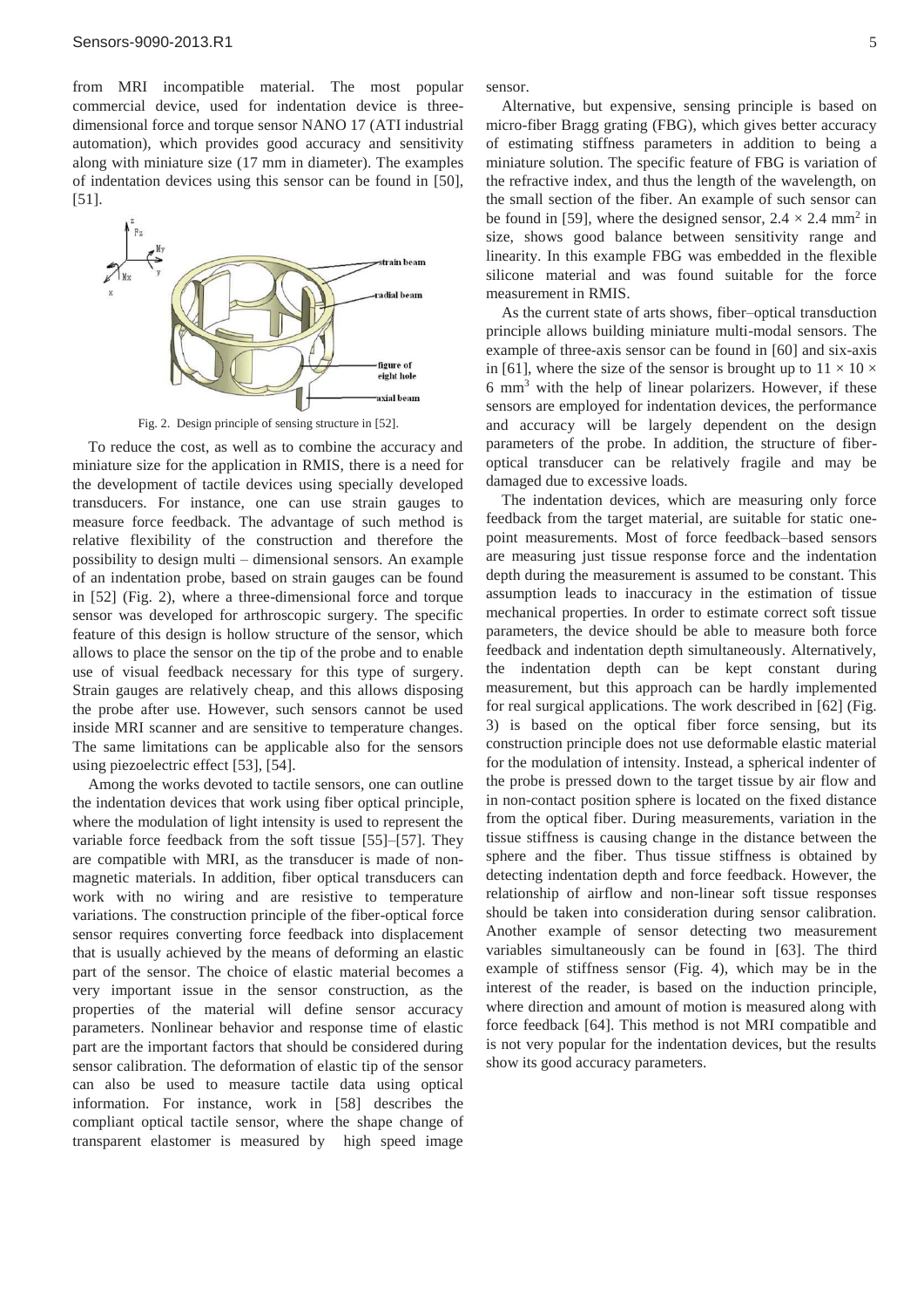from MRI incompatible material. The most popular commercial device, used for indentation device is three-dimensional force and torque sensor NANO 17 (ATI industrial automation), which provides good accuracy and sensitivity along with miniature size (17 mm in diameter). The examples of indentation devices using this sensor can be found in [50], [51].

Fz
My
Mx
y
x
z
strain beam
radial beam
figure of eight hole
axial beam

Fig. 2. Design principle of sensing structure in [52].

To reduce the cost, as well as to combine the accuracy and miniature size for the application in RMIS, there is a need for the development of tactile devices using specially developed transducers. For instance, one can use strain gauges to measure force feedback. The advantage of such method is relative flexibility of the construction and therefore the possibility to design multi – dimensional sensors. An example of an indentation probe, based on strain gauges can be found in [52] (Fig. 2), where a three-dimensional force and torque sensor was developed for arthroscopic surgery. The specific feature of this design is hollow structure of the sensor, which allows to place the sensor on the tip of the probe and to enable use of visual feedback necessary for this type of surgery. Strain gauges are relatively cheap, and this allows disposing the probe after use. However, such sensors cannot be used inside MRI scanner and are sensitive to temperature changes. The same limitations can be applicable also for the sensors using piezoelectric effect [53], [54].

Among the works devoted to tactile sensors, one can outline the indentation devices that work using fiber optical principle, where the modulation of light intensity is used to represent the variable force feedback from the soft tissue [55]–[57]. They are compatible with MRI, as the transducer is made of non-magnetic materials. In addition, fiber optical transducers can work with no wiring and are resistive to temperature variations. The construction principle of the fiber-optical force sensor requires converting force feedback into displacement that is usually achieved by the means of deforming an elastic part of the sensor. The choice of elastic material becomes a very important issue in the sensor construction, as the properties of the material will define sensor accuracy parameters. Nonlinear behavior and response time of elastic part are the important factors that should be considered during sensor calibration. The deformation of elastic tip of the sensor can also be used to measure tactile data using optical information. For instance, work in [58] describes the compliant optical tactile sensor, where the shape change of transparent elastomer is measured by high speed image sensor.

Alternative, but expensive, sensing principle is based on micro-fiber Bragg grating (FBG), which gives better accuracy of estimating stiffness parameters in addition to being a miniature solution. The specific feature of FBG is variation of the refractive index, and thus the length of the wavelength, on the small section of the fiber. An example of such sensor can be found in [59], where the designed sensor, $2.4 \times 2.4$ mm$^2$ in size, shows good balance between sensitivity range and linearity. In this example FBG was embedded in the flexible silicone material and was found suitable for the force measurement in RMIS.

As the current state of arts shows, fiber–optical transduction principle allows building miniature multi-modal sensors. The example of three-axis sensor can be found in [60] and six-axis in [61], where the size of the sensor is brought up to $11 \times 10 \times 6$ mm$^3$ with the help of linear polarizers. However, if these sensors are employed for indentation devices, the performance and accuracy will be largely dependent on the design parameters of the probe. In addition, the structure of fiber-optical transducer can be relatively fragile and may be damaged due to excessive loads.

The indentation devices, which are measuring only force feedback from the target material, are suitable for static one-point measurements. Most of force feedback–based sensors are measuring just tissue response force and the indentation depth during the measurement is assumed to be constant. This assumption leads to inaccuracy in the estimation of tissue mechanical properties. In order to estimate correct soft tissue parameters, the device should be able to measure both force feedback and indentation depth simultaneously. Alternatively, the indentation depth can be kept constant during measurement, but this approach can be hardly implemented for real surgical applications. The work described in [62] (Fig. 3) is based on the optical fiber force sensing, but its construction principle does not use deformable elastic material for the modulation of intensity. Instead, a spherical indenter of the probe is pressed down to the target tissue by air flow and in non-contact position sphere is located on the fixed distance from the optical fiber. During measurements, variation in the tissue stiffness is causing change in the distance between the sphere and the fiber. Thus tissue stiffness is obtained by detecting indentation depth and force feedback. However, the relationship of airflow and non-linear soft tissue responses should be taken into consideration during sensor calibration. Another example of sensor detecting two measurement variables simultaneously can be found in [63]. The third example of stiffness sensor (Fig. 4), which may be in the interest of the reader, is based on the induction principle, where direction and amount of motion is measured along with force feedback [64]. This method is not MRI compatible and is not very popular for the indentation devices, but the results show its good accuracy parameters.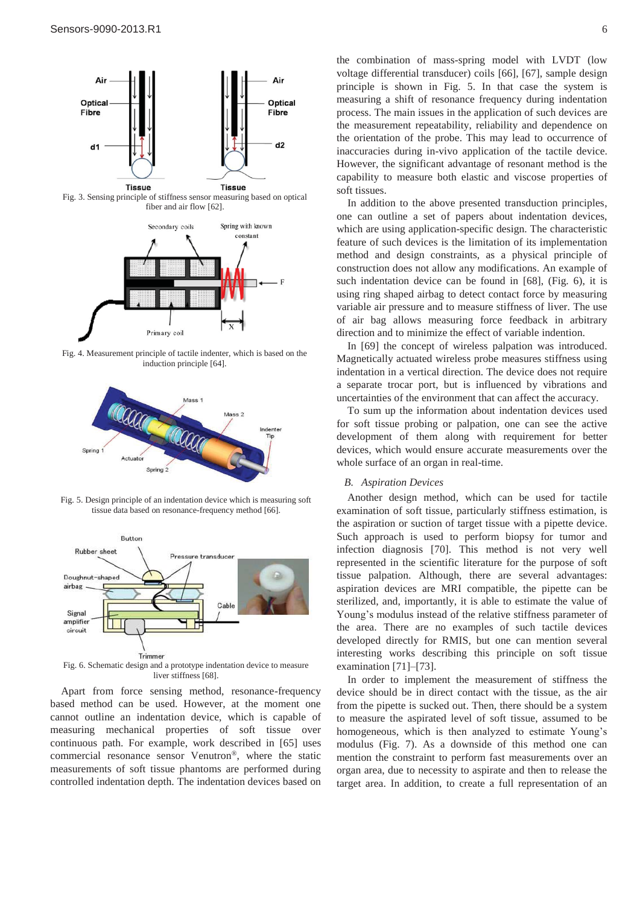Air

Optical Fibre

d1

Tissue

Air

Optical Fibre

d2

Tissue

Fig. 3. Sensing principle of stiffness sensor measuring based on optical fiber and air flow [62].

Secondary coils

Spring with known constant

F

X

Primary coil

Fig. 4. Measurement principle of tactile indenter, which is based on the induction principle [64].

Mass 1

Mass 2

Indenter Tip

Spring 1

Actuator

Spring 2

Fig. 5. Design principle of an indentation device which is measuring soft tissue data based on resonance-frequency method [66].

Button

Rubber sheet

Pressure transducer

Doughnut-shaped airbag

Cable

Signal amplifier circuit

Trimmer

Fig. 6. Schematic design and a prototype indentation device to measure liver stiffness [68].

Apart from force sensing method, resonance-frequency based method can be used. However, at the moment one cannot outline an indentation device, which is capable of measuring mechanical properties of soft tissue over continuous path. For example, work described in [65] uses commercial resonance sensor Venutron®, where the static measurements of soft tissue phantoms are performed during controlled indentation depth. The indentation devices based on the combination of mass-spring model with LVDT (low voltage differential transducer) coils [66], [67], sample design principle is shown in Fig. 5. In that case the system is measuring a shift of resonance frequency during indentation process. The main issues in the application of such devices are the measurement repeatability, reliability and dependence on the orientation of the probe. This may lead to occurrence of inaccuracies during in-vivo application of the tactile device. However, the significant advantage of resonant method is the capability to measure both elastic and viscose properties of soft tissues.

In addition to the above presented transduction principles, one can outline a set of papers about indentation devices, which are using application-specific design. The characteristic feature of such devices is the limitation of its implementation method and design constraints, as a physical principle of construction does not allow any modifications. An example of such indentation device can be found in [68], (Fig. 6), it is using ring shaped airbag to detect contact force by measuring variable air pressure and to measure stiffness of liver. The use of air bag allows measuring force feedback in arbitrary direction and to minimize the effect of variable indention.

In [69] the concept of wireless palpation was introduced. Magnetically actuated wireless probe measures stiffness using indentation in a vertical direction. The device does not require a separate trocar port, but is influenced by vibrations and uncertainties of the environment that can affect the accuracy.

To sum up the information about indentation devices used for soft tissue probing or palpation, one can see the active development of them along with requirement for better devices, which would ensure accurate measurements over the whole surface of an organ in real-time.

### *B. Aspiration Devices*

Another design method, which can be used for tactile examination of soft tissue, particularly stiffness estimation, is the aspiration or suction of target tissue with a pipette device. Such approach is used to perform biopsy for tumor and infection diagnosis [70]. This method is not very well represented in the scientific literature for the purpose of soft tissue palpation. Although, there are several advantages: aspiration devices are MRI compatible, the pipette can be sterilized, and, importantly, it is able to estimate the value of Young's modulus instead of the relative stiffness parameter of the area. There are no examples of such tactile devices developed directly for RMIS, but one can mention several interesting works describing this principle on soft tissue examination [71]–[73].

In order to implement the measurement of stiffness the device should be in direct contact with the tissue, as the air from the pipette is sucked out. Then, there should be a system to measure the aspirated level of soft tissue, assumed to be homogeneous, which is then analyzed to estimate Young's modulus (Fig. 7). As a downside of this method one can mention the constraint to perform fast measurements over an organ area, due to necessity to aspirate and then to release the target area. In addition, to create a full representation of an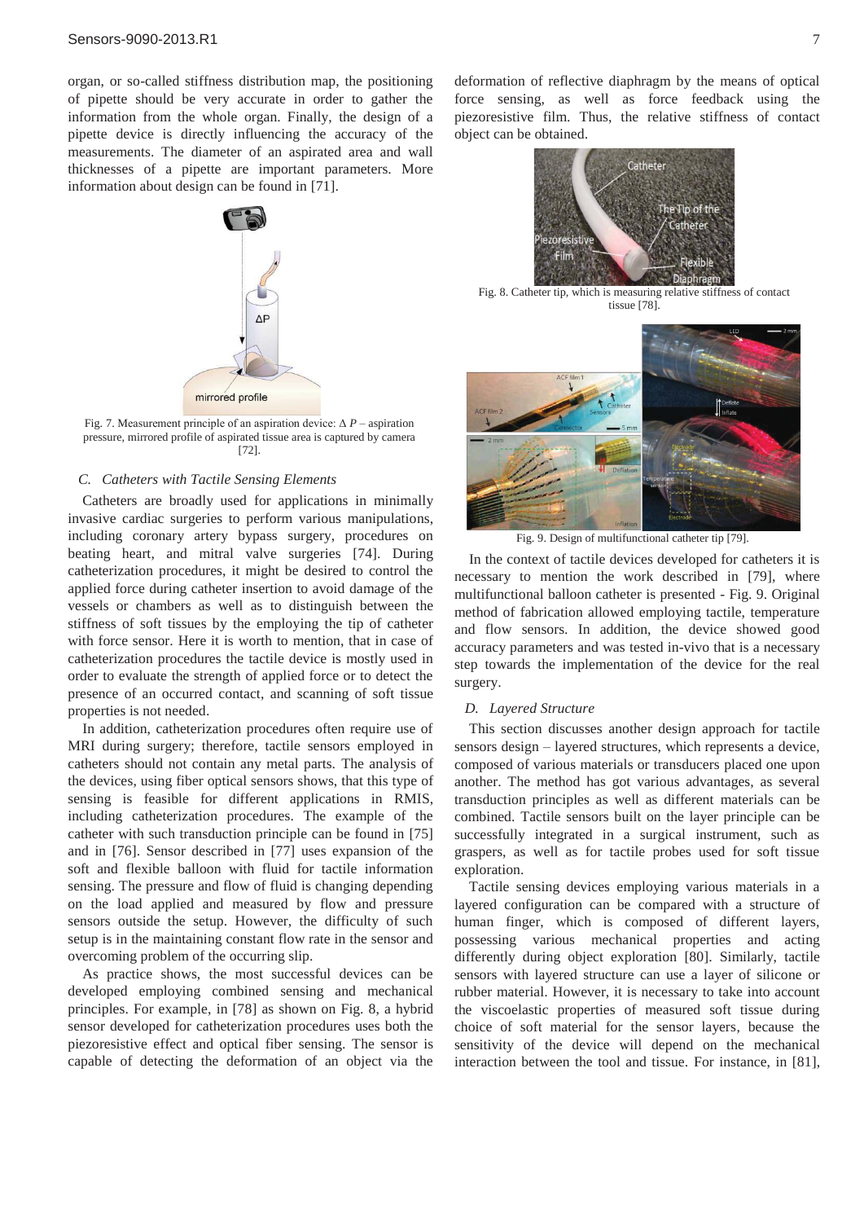organ, or so-called stiffness distribution map, the positioning of pipette should be very accurate in order to gather the information from the whole organ. Finally, the design of a pipette device is directly influencing the accuracy of the measurements. The diameter of an aspirated area and wall thicknesses of a pipette are important parameters. More information about design can be found in [71].

Fig. 7. Measurement principle of an aspiration device: $\Delta P$ – aspiration pressure, mirrored profile of aspirated tissue area is captured by camera [72].

### C. Catheters with Tactile Sensing Elements

Catheters are broadly used for applications in minimally invasive cardiac surgeries to perform various manipulations, including coronary artery bypass surgery, procedures on beating heart, and mitral valve surgeries [74]. During catheterization procedures, it might be desired to control the applied force during catheter insertion to avoid damage of the vessels or chambers as well as to distinguish between the stiffness of soft tissues by the employing the tip of catheter with force sensor. Here it is worth to mention, that in case of catheterization procedures the tactile device is mostly used in order to evaluate the strength of applied force or to detect the presence of an occurred contact, and scanning of soft tissue properties is not needed.

In addition, catheterization procedures often require use of MRI during surgery; therefore, tactile sensors employed in catheters should not contain any metal parts. The analysis of the devices, using fiber optical sensors shows, that this type of sensing is feasible for different applications in RMIS, including catheterization procedures. The example of the catheter with such transduction principle can be found in [75] and in [76]. Sensor described in [77] uses expansion of the soft and flexible balloon with fluid for tactile information sensing. The pressure and flow of fluid is changing depending on the load applied and measured by flow and pressure sensors outside the setup. However, the difficulty of such setup is in the maintaining constant flow rate in the sensor and overcoming problem of the occurring slip.

As practice shows, the most successful devices can be developed employing combined sensing and mechanical principles. For example, in [78] as shown on Fig. 8, a hybrid sensor developed for catheterization procedures uses both the piezoresistive effect and optical fiber sensing. The sensor is capable of detecting the deformation of an object via the deformation of reflective diaphragm by the means of optical force sensing, as well as force feedback using the piezoresistive film. Thus, the relative stiffness of contact object can be obtained.

Fig. 8. Catheter tip, which is measuring relative stiffness of contact tissue [78].

Fig. 9. Design of multifunctional catheter tip [79].

In the context of tactile devices developed for catheters it is necessary to mention the work described in [79], where multifunctional balloon catheter is presented - Fig. 9. Original method of fabrication allowed employing tactile, temperature and flow sensors. In addition, the device showed good accuracy parameters and was tested in-vivo that is a necessary step towards the implementation of the device for the real surgery.

### D. Layered Structure

This section discusses another design approach for tactile sensors design – layered structures, which represents a device, composed of various materials or transducers placed one upon another. The method has got various advantages, as several transduction principles as well as different materials can be combined. Tactile sensors built on the layer principle can be successfully integrated in a surgical instrument, such as graspers, as well as for tactile probes used for soft tissue exploration.

Tactile sensing devices employing various materials in a layered configuration can be compared with a structure of human finger, which is composed of different layers, possessing various mechanical properties and acting differently during object exploration [80]. Similarly, tactile sensors with layered structure can use a layer of silicone or rubber material. However, it is necessary to take into account the viscoelastic properties of measured soft tissue during choice of soft material for the sensor layers, because the sensitivity of the device will depend on the mechanical interaction between the tool and tissue. For instance, in [81],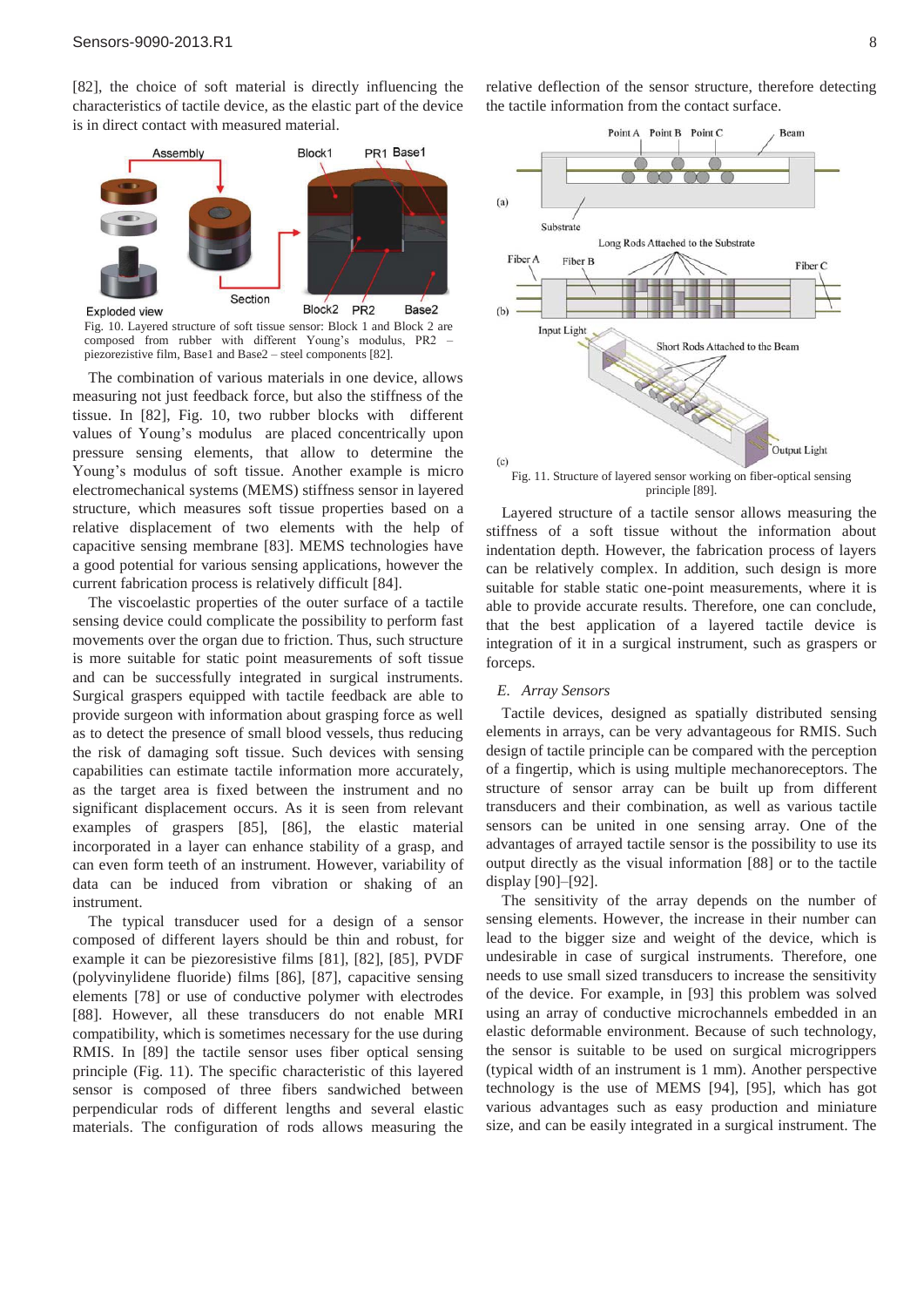[82], the choice of soft material is directly influencing the characteristics of tactile device, as the elastic part of the device is in direct contact with measured material.

Assembly

Block1

PR1 Base1

Exploded view

Section

Block2 PR2 Base2

Fig. 10. Layered structure of soft tissue sensor: Block 1 and Block 2 are composed from rubber with different Young's modulus, PR2 – piezorezistive film, Base1 and Base2 – steel components [82].

The combination of various materials in one device, allows measuring not just feedback force, but also the stiffness of the tissue. In [82], Fig. 10, two rubber blocks with different values of Young's modulus are placed concentrically upon pressure sensing elements, that allow to determine the Young's modulus of soft tissue. Another example is micro electromechanical systems (MEMS) stiffness sensor in layered structure, which measures soft tissue properties based on a relative displacement of two elements with the help of capacitive sensing membrane [83]. MEMS technologies have a good potential for various sensing applications, however the current fabrication process is relatively difficult [84].

The viscoelastic properties of the outer surface of a tactile sensing device could complicate the possibility to perform fast movements over the organ due to friction. Thus, such structure is more suitable for static point measurements of soft tissue and can be successfully integrated in surgical instruments. Surgical graspers equipped with tactile feedback are able to provide surgeon with information about grasping force as well as to detect the presence of small blood vessels, thus reducing the risk of damaging soft tissue. Such devices with sensing capabilities can estimate tactile information more accurately, as the target area is fixed between the instrument and no significant displacement occurs. As it is seen from relevant examples of graspers [85], [86], the elastic material incorporated in a layer can enhance stability of a grasp, and can even form teeth of an instrument. However, variability of data can be induced from vibration or shaking of an instrument.

The typical transducer used for a design of a sensor composed of different layers should be thin and robust, for example it can be piezoresistive films [81], [82], [85], PVDF (polyvinylidene fluoride) films [86], [87], capacitive sensing elements [78] or use of conductive polymer with electrodes [88]. However, all these transducers do not enable MRI compatibility, which is sometimes necessary for the use during RMIS. In [89] the tactile sensor uses fiber optical sensing principle (Fig. 11). The specific characteristic of this layered sensor is composed of three fibers sandwiched between perpendicular rods of different lengths and several elastic materials. The configuration of rods allows measuring the relative deflection of the sensor structure, therefore detecting the tactile information from the contact surface.

Point A Point B Point C Beam

(a)

Substrate

Long Rods Attached to the Substrate

Fiber A Fiber B Fiber C

(b)

Input Light

Short Rods Attached to the Beam

Output Light

(c)

Fig. 11. Structure of layered sensor working on fiber-optical sensing principle [89].

Layered structure of a tactile sensor allows measuring the stiffness of a soft tissue without the information about indentation depth. However, the fabrication process of layers can be relatively complex. In addition, such design is more suitable for stable static one-point measurements, where it is able to provide accurate results. Therefore, one can conclude, that the best application of a layered tactile device is integration of it in a surgical instrument, such as graspers or forceps.

### *E. Array Sensors*

Tactile devices, designed as spatially distributed sensing elements in arrays, can be very advantageous for RMIS. Such design of tactile principle can be compared with the perception of a fingertip, which is using multiple mechanoreceptors. The structure of sensor array can be built up from different transducers and their combination, as well as various tactile sensors can be united in one sensing array. One of the advantages of arrayed tactile sensor is the possibility to use its output directly as the visual information [88] or to the tactile display [90]–[92].

The sensitivity of the array depends on the number of sensing elements. However, the increase in their number can lead to the bigger size and weight of the device, which is undesirable in case of surgical instruments. Therefore, one needs to use small sized transducers to increase the sensitivity of the device. For example, in [93] this problem was solved using an array of conductive microchannels embedded in an elastic deformable environment. Because of such technology, the sensor is suitable to be used on surgical micrograppers (typical width of an instrument is 1 mm). Another perspective technology is the use of MEMS [94], [95], which has got various advantages such as easy production and miniature size, and can be easily integrated in a surgical instrument. The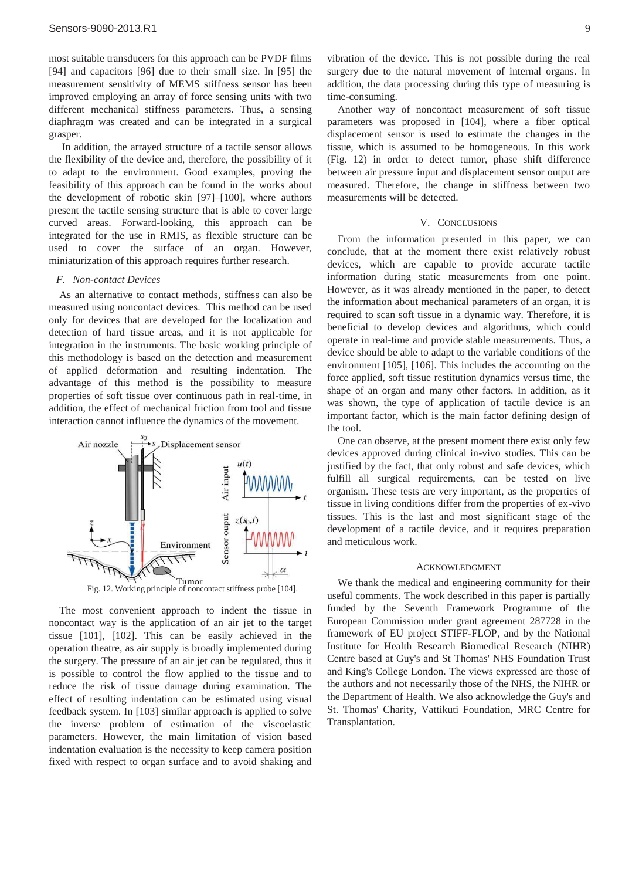most suitable transducers for this approach can be PVDF films [94] and capacitors [96] due to their small size. In [95] the measurement sensitivity of MEMS stiffness sensor has been improved employing an array of force sensing units with two different mechanical stiffness parameters. Thus, a sensing diaphragm was created and can be integrated in a surgical grasper.

In addition, the arrayed structure of a tactile sensor allows the flexibility of the device and, therefore, the possibility of it to adapt to the environment. Good examples, proving the feasibility of this approach can be found in the works about the development of robotic skin [97]–[100], where authors present the tactile sensing structure that is able to cover large curved areas. Forward-looking, this approach can be integrated for the use in RMIS, as flexible structure can be used to cover the surface of an organ. However, miniaturization of this approach requires further research.

### *F. Non-contact Devices*

As an alternative to contact methods, stiffness can also be measured using noncontact devices. This method can be used only for devices that are developed for the localization and detection of hard tissue areas, and it is not applicable for integration in the instruments. The basic working principle of this methodology is based on the detection and measurement of applied deformation and resulting indentation. The advantage of this method is the possibility to measure properties of soft tissue over continuous path in real-time, in addition, the effect of mechanical friction from tool and tissue interaction cannot influence the dynamics of the movement.

Air nozzle
$s_0$
$s$ Displacement sensor
$z$
$x$
Environment
Tumor
Air input
$u(t)$
$t$
Sensor ouput
$z(s_0,t)$
$t$
$\alpha$

Fig. 12. Working principle of noncontact stiffness probe [104].

The most convenient approach to indent the tissue in noncontact way is the application of an air jet to the target tissue [101], [102]. This can be easily achieved in the operation theatre, as air supply is broadly implemented during the surgery. The pressure of an air jet can be regulated, thus it is possible to control the flow applied to the tissue and to reduce the risk of tissue damage during examination. The effect of resulting indentation can be estimated using visual feedback system. In [103] similar approach is applied to solve the inverse problem of estimation of the viscoelastic parameters. However, the main limitation of vision based indentation evaluation is the necessity to keep camera position fixed with respect to organ surface and to avoid shaking and vibration of the device. This is not possible during the real surgery due to the natural movement of internal organs. In addition, the data processing during this type of measuring is time-consuming.

Another way of noncontact measurement of soft tissue parameters was proposed in [104], where a fiber optical displacement sensor is used to estimate the changes in the tissue, which is assumed to be homogeneous. In this work (Fig. 12) in order to detect tumor, phase shift difference between air pressure input and displacement sensor output are measured. Therefore, the change in stiffness between two measurements will be detected.

## V. Conclusions

From the information presented in this paper, we can conclude, that at the moment there exist relatively robust devices, which are capable to provide accurate tactile information during static measurements from one point. However, as it was already mentioned in the paper, to detect the information about mechanical parameters of an organ, it is required to scan soft tissue in a dynamic way. Therefore, it is beneficial to develop devices and algorithms, which could operate in real-time and provide stable measurements. Thus, a device should be able to adapt to the variable conditions of the environment [105], [106]. This includes the accounting on the force applied, soft tissue restitution dynamics versus time, the shape of an organ and many other factors. In addition, as it was shown, the type of application of tactile device is an important factor, which is the main factor defining design of the tool.

One can observe, at the present moment there exist only few devices approved during clinical in-vivo studies. This can be justified by the fact, that only robust and safe devices, which fulfill all surgical requirements, can be tested on live organism. These tests are very important, as the properties of tissue in living conditions differ from the properties of ex-vivo tissues. This is the last and most significant stage of the development of a tactile device, and it requires preparation and meticulous work.

## Acknowledgment

We thank the medical and engineering community for their useful comments. The work described in this paper is partially funded by the Seventh Framework Programme of the European Commission under grant agreement 287728 in the framework of EU project STIFF-FLOP, and by the National Institute for Health Research Biomedical Research (NIHR) Centre based at Guy's and St Thomas' NHS Foundation Trust and King's College London. The views expressed are those of the authors and not necessarily those of the NHS, the NIHR or the Department of Health. We also acknowledge the Guy's and St. Thomas' Charity, Vattikuti Foundation, MRC Centre for Transplantation.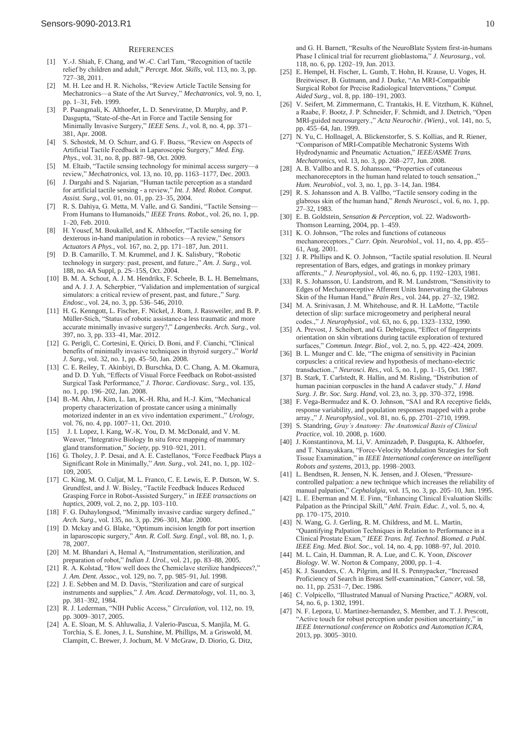## REFERENCES

[1] Y.-J. Shiah, F. Chang, and W.-C. Carl Tam, "Recognition of tactile relief by children and adult," *Percept. Mot. Skills*, vol. 113, no. 3, pp. 727–38, 2011.

[2] M. H. Lee and H. R. Nicholss, "Review Article Tactile Sensing for Mechatronics—a State of the Art Survey," *Mechatronics*, vol. 9, no. 1, pp. 1–31, Feb. 1999.

[3] P. Puangmali, K. Althoefer, L. D. Seneviratne, D. Murphy, and P. Dasgupta, "State-of-the-Art in Force and Tactile Sensing for Minimally Invasive Surgery," *IEEE Sens. J.*, vol. 8, no. 4, pp. 371–381, Apr. 2008.

[4] S. Schostek, M. O. Schurr, and G. F. Buess, "Review on Aspects of Artificial Tactile Feedback in Laparoscopic Surgery," *Med. Eng. Phys.*, vol. 31, no. 8, pp. 887–98, Oct. 2009.

[5] M. Eltaib, "Tactile sensing technology for minimal access surgery—a review," *Mechatronics*, vol. 13, no. 10, pp. 1163–1177, Dec. 2003.

[6] J. Dargahi and S. Najarian, "Human tactile perception as a standard for artificial tactile sensing - a review," *Int. J. Med. Robot. Comput. Assist. Surg.*, vol. 01, no. 01, pp. 23–35, 2004.

[7] R. S. Dahiya, G. Metta, M. Valle, and G. Sandini, "Tactile Sensing—From Humans to Humanoids," *IEEE Trans. Robot.*, vol. 26, no. 1, pp. 1–20, Feb. 2010.

[8] H. Yousef, M. Boukallel, and K. Althoefer, "Tactile sensing for dexterous in-hand manipulation in robotics—A review," *Sensors Actuators A Phys.*, vol. 167, no. 2, pp. 171–187, Jun. 2011.

[9] D. B. Camarillo, T. M. Krummel, and J. K. Salisbury, "Robotic technology in surgery: past, present, and future.," *Am. J. Surg.*, vol. 188, no. 4A Suppl, p. 2S–15S, Oct. 2004.

[10] B. M. A. Schout, A. J. M. Hendrikx, F. Scheele, B. L. H. Bemelmans, and A. J. J. A. Scherpbier, "Validation and implementation of surgical simulators: a critical review of present, past, and future.," *Surg. Endosc.*, vol. 24, no. 3, pp. 536–546, 2010.

[11] H. G. Kenngott, L. Fischer, F. Nickel, J. Rom, J. Rassweiler, and B. P. Müller-Stich, "Status of robotic assistance-a less traumatic and more accurate minimally invasive surgery?," *Langenbecks. Arch. Surg.*, vol. 397, no. 3, pp. 333–41, Mar. 2012.

[12] G. Perigli, C. Cortesini, E. Qirici, D. Boni, and F. Cianchi, "Clinical benefits of minimally invasive techniques in thyroid surgery.," *World J. Surg.*, vol. 32, no. 1, pp. 45–50, Jan. 2008.

[13] C. E. Reiley, T. Akinbiyi, D. Burschka, D. C. Chang, A. M. Okamura, and D. D. Yuh, "Effects of Visual Force Feedback on Robot-assisted Surgical Task Performance," *J. Thorac. Cardiovasc. Surg.*, vol. 135, no. 1, pp. 196–202, Jan. 2008.

[14] B.-M. Ahn, J. Kim, L. Ian, K.-H. Rha, and H.-J. Kim, "Mechanical property characterization of prostate cancer using a minimally motorized indenter in an ex vivo indentation experiment.," *Urology*, vol. 76, no. 4, pp. 1007–11, Oct. 2010.

[15] J. I. Lopez, I. Kang, W.-K. You, D. M. McDonald, and V. M. Weaver, "Integrative Biology In situ force mapping of mammary gland transformation," *Society*, pp. 910–921, 2011.

[16] G. Tholey, J. P. Desai, and A. E. Castellanos, "Force Feedback Plays a Significant Role in Minimally," *Ann. Surg.*, vol. 241, no. 1, pp. 102–109, 2005.

[17] C. King, M. O. Culjat, M. L. Franco, C. E. Lewis, E. P. Dutson, W. S. Grundfest, and J. W. Bisley, "Tactile Feedback Induces Reduced Grasping Force in Robot-Assisted Surgery," in *IEEE transactions on haptics*, 2009, vol. 2, no. 2, pp. 103–110.

[18] F. G. Duhaylongsod, "Minimally invasive cardiac surgery defined.," *Arch. Surg.*, vol. 135, no. 3, pp. 296–301, Mar. 2000.

[19] D. Mckay and G. Blake, "Optimum incision length for port insertion in laparoscopic surgery," *Ann. R. Coll. Surg. Engl.*, vol. 88, no. 1, p. 78, 2007.

[20] M. M. Bhandari A, Hemal A, "Instrumentation, sterilization, and preparation of robot," *Indian J. Urol.*, vol. 21, pp. 83–88, 2005.

[21] R. A. Kolstad, "How well does the Chemiclave sterilize handpieces?," *J. Am. Dent. Assoc.*, vol. 129, no. 7, pp. 985–91, Jul. 1998.

[22] J. E. Sebben and M. D. Davis, "Sterilization and care of surgical instruments and supplies," *J. Am. Acad. Dermatology*, vol. 11, no. 3, pp. 381–392, 1984.

[23] R. J. Lederman, "NIH Public Access," *Circulation*, vol. 112, no. 19, pp. 3009–3017, 2005.

[24] A. E. Sloan, M. S. Ahluwalia, J. Valerio-Pascua, S. Manjila, M. G. Torchia, S. E. Jones, J. L. Sunshine, M. Phillips, M. a Griswold, M. Clampitt, C. Brewer, J. Jochum, M. V McGraw, D. Diorio, G. Ditz, and G. H. Barnett, "Results of the NeuroBlate System first-in-humans Phase I clinical trial for recurrent glioblastoma," *J. Neurosurg.*, vol. 118, no. 6, pp. 1202–19, Jun. 2013.

[25] E. Hempel, H. Fischer, L. Gumb, T. Hohn, H. Krause, U. Voges, H. Breitwieser, B. Gutmann, and J. Durke, "An MRI-Compatible Surgical Robot for Precise Radiological Interventions," *Comput. Aided Surg.*, vol. 8, pp. 180–191, 2003.

[26] V. Seifert, M. Zimmermann, C. Trantakis, H. E. Vitzthum, K. Kühnel, a Raabe, F. Bootz, J. P. Schneider, F. Schmidt, and J. Dietrich, "Open MRI-guided neurosurgery.," *Acta Neurochir. (Wien).*, vol. 141, no. 5, pp. 455–64, Jan. 1999.

[27] N. Yu, C. Hollnagel, A. Blickenstorfer, S. S. Kollias, and R. Riener, "Comparison of MRI-Compatible Mechatronic Systems With Hydrodynamic and Pneumatic Actuation," *IEEE/ASME Trans. Mechatronics*, vol. 13, no. 3, pp. 268–277, Jun. 2008.

[28] A. B. Vallbo and R. S. Johansson, "Properties of cutaneous mechanoreceptors in the human hand related to touch sensation.," *Hum. Neurobiol.*, vol. 3, no. 1, pp. 3–14, Jan. 1984.

[29] R. S. Johansson and A. B. Vallbo, "Tactile sensory coding in the glabrous skin of the human hand," *Rends Neurosci.*, vol. 6, no. 1, pp. 27–32, 1983.

[30] E. B. Goldstein, *Sensation & Perception*, vol. 22. Wadsworth-Thomson Learning, 2004, pp. 1–459.

[31] K. O. Johnson, "The roles and functions of cutaneous mechanoreceptors.," *Curr. Opin. Neurobiol.*, vol. 11, no. 4, pp. 455–61, Aug. 2001.

[32] J. R. Phillips and K. O. Johnson, "Tactile spatial resolution. II. Neural representation of Bars, edges, and gratings in monkey primary afferents.," *J. Neurophysiol.*, vol. 46, no. 6, pp. 1192–1203, 1981.

[33] R. S. Johansson, U. Landstrom, and R. M. Lundstrom, "Sensitivity to Edges of Mechanoreceptive Afferent Units Innervating the Glabrous Skin of the Human Hand," *Brain Res.*, vol. 244, pp. 27–32, 1982.

[34] M. A. Srinivasan, J. M. Whitehouse, and R. H. LaMotte, "Tactile detection of slip: surface microgeometry and peripheral neural codes.," *J. Neurophysiol.*, vol. 63, no. 6, pp. 1323–1332, 1990.

[35] A. Prevost, J. Scheibert, and G. Debrégeas, "Effect of fingerprints orientation on skin vibrations during tactile exploration of textured surfaces," *Commun. Integr. Biol.*, vol. 2, no. 5, pp. 422–424, 2009.

[36] B. L. Munger and C. Ide, "The enigma of sensitivity in Pacinian corpuscles: a critical review and hypothesis of mechano-electric transduction.," *Neurosci. Res.*, vol. 5, no. 1, pp. 1–15, Oct. 1987.

[37] B. Stark, T. Carlstedt, R. Hallin, and M. Risling, "Distribution of human pacinian corpuscles in the hand A cadaver study," *J. Hand Surg. J. Br. Soc. Surg. Hand*, vol. 23, no. 3, pp. 370–372, 1998.

[38] F. Vega-Bermudez and K. O. Johnson, "SA1 and RA receptive fields, response variability, and population responses mapped with a probe array.," *J. Neurophysiol.*, vol. 81, no. 6, pp. 2701–2710, 1999.

[39] S. Standring, *Gray's Anatomy: The Anatomical Basis of Clinical Practice*, vol. 10. 2008, p. 1600.

[40] J. Konstantinova, M. Li, V. Aminzadeh, P. Dasgupta, K. Althoefer, and T. Nanayakkara, "Force-Velocity Modulation Strategies for Soft Tissue Examination," in *IEEE International conference on intelligent Robots and systems*, 2013, pp. 1998–2003.

[41] L. Bendtsen, R. Jensen, N. K. Jensen, and J. Olesen, "Pressure-controlled palpation: a new technique which increases the reliability of manual palpation," *Cephalalgia*, vol. 15, no. 3, pp. 205–10, Jun. 1995.

[42] L. E. Eberman and M. E. Finn, "Enhancing Clinical Evaluation Skills: Palpation as the Principal Skill," *Athl. Train. Educ. J.*, vol. 5, no. 4, pp. 170–175, 2010.

[43] N. Wang, G. J. Gerling, R. M. Childress, and M. L. Martin, "Quantifying Palpation Techniques in Relation to Performance in a Clinical Prostate Exam," *IEEE Trans. Inf. Technol. Biomed. a Publ. IEEE Eng. Med. Biol. Soc.*, vol. 14, no. 4, pp. 1088–97, Jul. 2010.

[44] M. L. Cain, H. Damman, R. A. Lue, and C. K. Yoon, *Discover Biology*. W. W. Norton & Company, 2000, pp. 1–4.

[45] K. J. Saunders, C. A. Pilgrim, and H. S. Pennypacker, "Increased Proficiency of Search in Breast Self-examination," *Cancer*, vol. 58, no. 11, pp. 2531–7, Dec. 1986.

[46] C. Volpicello, "Illustrated Manual of Nursing Practice," *AORN*, vol. 54, no. 6, p. 1302, 1991.

[47] N. F. Lepora, U. Martinez-hernandez, S. Member, and T. J. Prescott, "Active touch for robust perception under position uncertainty," in *IEEE International conference on Robotics and Automation ICRA*, 2013, pp. 3005–3010.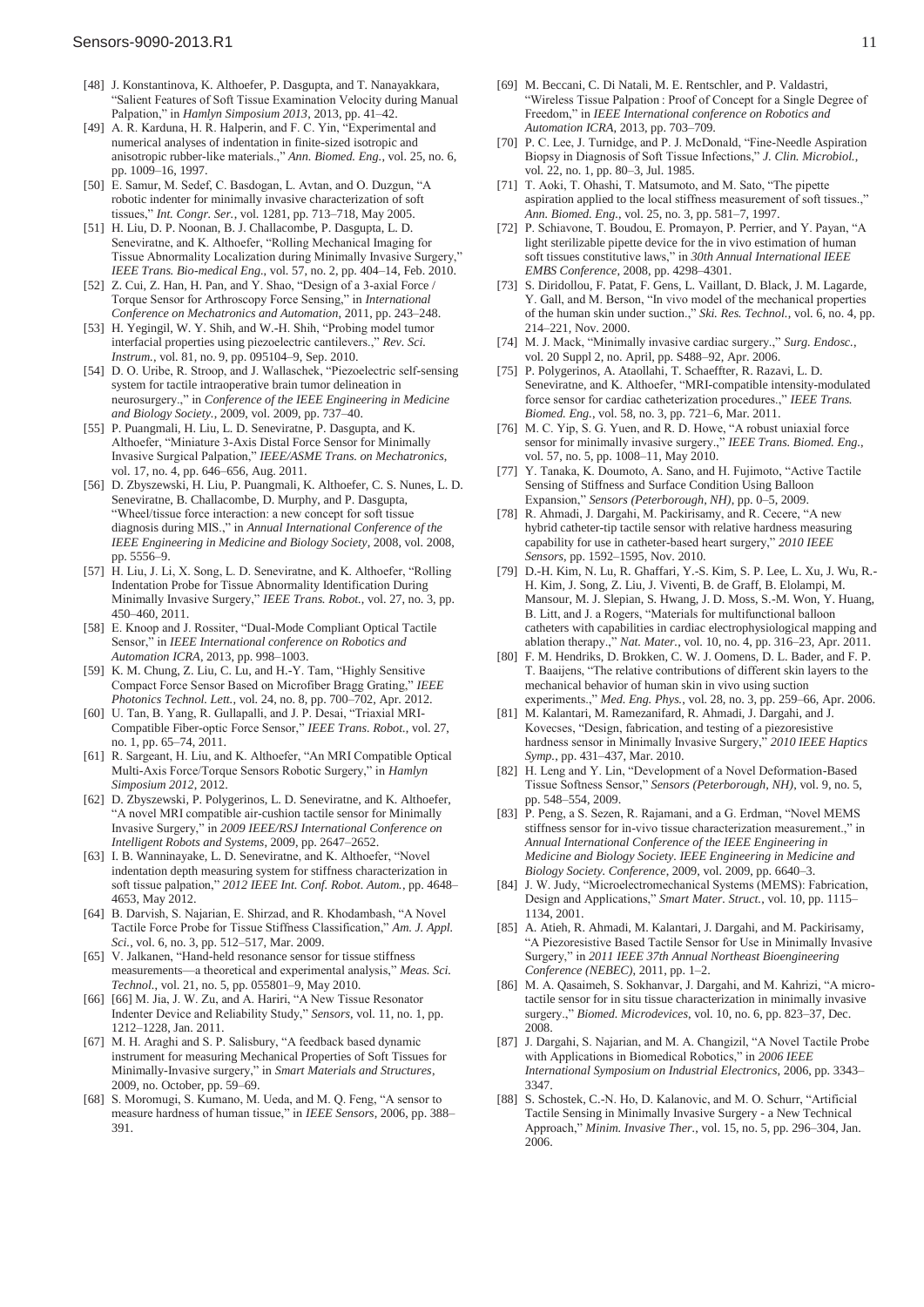[48] J. Konstantinova, K. Althoefer, P. Dasgupta, and T. Nanayakkara, "Salient Features of Soft Tissue Examination Velocity during Manual Palpation," in *Hamlyn Simposium 2013*, 2013, pp. 41–42.

[49] A. R. Karduna, H. R. Halperin, and F. C. Yin, "Experimental and numerical analyses of indentation in finite-sized isotropic and anisotropic rubber-like materials.," *Ann. Biomed. Eng.*, vol. 25, no. 6, pp. 1009–16, 1997.

[50] E. Samur, M. Sedef, C. Basdogan, L. Avtan, and O. Duzgun, "A robotic indenter for minimally invasive characterization of soft tissues," *Int. Congr. Ser.*, vol. 1281, pp. 713–718, May 2005.

[51] H. Liu, D. P. Noonan, B. J. Challacombe, P. Dasgupta, L. D. Seneviratne, and K. Althoefer, "Rolling Mechanical Imaging for Tissue Abnormality Localization during Minimally Invasive Surgery," *IEEE Trans. Bio-medical Eng.*, vol. 57, no. 2, pp. 404–14, Feb. 2010.

[52] Z. Cui, Z. Han, H. Pan, and Y. Shao, "Design of a 3-axial Force / Torque Sensor for Arthroscopy Force Sensing," in *International Conference on Mechatronics and Automation*, 2011, pp. 243–248.

[53] H. Yegingil, W. Y. Shih, and W.-H. Shih, "Probing model tumor interfacial properties using piezoelectric cantilevers.," *Rev. Sci. Instrum.*, vol. 81, no. 9, pp. 095104–9, Sep. 2010.

[54] D. O. Uribe, R. Stroop, and J. Wallaschek, "Piezoelectric self-sensing system for tactile intraoperative brain tumor delineation in neurosurgery.," in *Conference of the IEEE Engineering in Medicine and Biology Society.*, 2009, vol. 2009, pp. 737–40.

[55] P. Puangmali, H. Liu, L. D. Seneviratne, P. Dasgupta, and K. Althoefer, "Miniature 3-Axis Distal Force Sensor for Minimally Invasive Surgical Palpation," *IEEE/ASME Trans. on Mechatronics*, vol. 17, no. 4, pp. 646–656, Aug. 2011.

[56] D. Zbyszewski, H. Liu, P. Puangmali, K. Althoefer, C. S. Nunes, L. D. Seneviratne, B. Challacombe, D. Murphy, and P. Dasgupta, "Wheel/tissue force interaction: a new concept for soft tissue diagnosis during MIS.," in *Annual International Conference of the IEEE Engineering in Medicine and Biology Society*, 2008, vol. 2008, pp. 5556–9.

[57] H. Liu, J. Li, X. Song, L. D. Seneviratne, and K. Althoefer, "Rolling Indentation Probe for Tissue Abnormality Identification During Minimally Invasive Surgery," *IEEE Trans. Robot.*, vol. 27, no. 3, pp. 450–460, 2011.

[58] E. Knoop and J. Rossiter, "Dual-Mode Compliant Optical Tactile Sensor," in *IEEE International conference on Robotics and Automation ICRA*, 2013, pp. 998–1003.

[59] K. M. Chung, Z. Liu, C. Lu, and H.-Y. Tam, "Highly Sensitive Compact Force Sensor Based on Microfiber Bragg Grating," *IEEE Photonics Technol. Lett.*, vol. 24, no. 8, pp. 700–702, Apr. 2012.

[60] U. Tan, B. Yang, R. Gullapalli, and J. P. Desai, "Triaxial MRI-Compatible Fiber-optic Force Sensor," *IEEE Trans. Robot.*, vol. 27, no. 1, pp. 65–74, 2011.

[61] R. Sargeant, H. Liu, and K. Althoefer, "An MRI Compatible Optical Multi-Axis Force/Torque Sensors Robotic Surgery," in *Hamlyn Simposium 2012*, 2012.

[62] D. Zbyszewski, P. Polygerinos, L. D. Seneviratne, and K. Althoefer, "A novel MRI compatible air-cushion tactile sensor for Minimally Invasive Surgery," in *2009 IEEE/RSJ International Conference on Intelligent Robots and Systems*, 2009, pp. 2647–2652.

[63] I. B. Wanninayake, L. D. Seneviratne, and K. Althoefer, "Novel indentation depth measuring system for stiffness characterization in soft tissue palpation," *2012 IEEE Int. Conf. Robot. Autom.*, pp. 4648–4653, May 2012.

[64] B. Darvish, S. Najarian, E. Shirzad, and R. Khodambash, "A Novel Tactile Force Probe for Tissue Stiffness Classification," *Am. J. Appl. Sci.*, vol. 6, no. 3, pp. 512–517, Mar. 2009.

[65] V. Jalkanen, "Hand-held resonance sensor for tissue stiffness measurements—a theoretical and experimental analysis," *Meas. Sci. Technol.*, vol. 21, no. 5, pp. 055801–9, May 2010.

[66] [66] M. Jia, J. W. Zu, and A. Hariri, "A New Tissue Resonator Indenter Device and Reliability Study," *Sensors*, vol. 11, no. 1, pp. 1212–1228, Jan. 2011.

[67] M. H. Araghi and S. P. Salisbury, "A feedback based dynamic instrument for measuring Mechanical Properties of Soft Tissues for Minimally-Invasive surgery," in *Smart Materials and Structures*, 2009, no. October, pp. 59–69.

[68] S. Moromugi, S. Kumano, M. Ueda, and M. Q. Feng, "A sensor to measure hardness of human tissue," in *IEEE Sensors*, 2006, pp. 388–391.

[69] M. Beccani, C. Di Natali, M. E. Rentschler, and P. Valdastri, "Wireless Tissue Palpation : Proof of Concept for a Single Degree of Freedom," in *IEEE International conference on Robotics and Automation ICRA*, 2013, pp. 703–709.

[70] P. C. Lee, J. Turnidge, and P. J. McDonald, "Fine-Needle Aspiration Biopsy in Diagnosis of Soft Tissue Infections," *J. Clin. Microbiol.*, vol. 22, no. 1, pp. 80–3, Jul. 1985.

[71] T. Aoki, T. Ohashi, T. Matsumoto, and M. Sato, "The pipette aspiration applied to the local stiffness measurement of soft tissues.," *Ann. Biomed. Eng.*, vol. 25, no. 3, pp. 581–7, 1997.

[72] P. Schiavone, T. Boudou, E. Promayon, P. Perrier, and Y. Payan, "A light sterilizable pipette device for the in vivo estimation of human soft tissues constitutive laws," in *30th Annual International IEEE EMBS Conference*, 2008, pp. 4298–4301.

[73] S. Diridollou, F. Patat, F. Gens, L. Vaillant, D. Black, J. M. Lagarde, Y. Gall, and M. Berson, "In vivo model of the mechanical properties of the human skin under suction.," *Ski. Res. Technol.*, vol. 6, no. 4, pp. 214–221, Nov. 2000.

[74] M. J. Mack, "Minimally invasive cardiac surgery.," *Surg. Endosc.*, vol. 20 Suppl 2, no. April, pp. S488–92, Apr. 2006.

[75] P. Polygerinos, A. Ataollahi, T. Schaeffter, R. Razavi, L. D. Seneviratne, and K. Althoefer, "MRI-compatible intensity-modulated force sensor for cardiac catheterization procedures.," *IEEE Trans. Biomed. Eng.*, vol. 58, no. 3, pp. 721–6, Mar. 2011.

[76] M. C. Yip, S. G. Yuen, and R. D. Howe, "A robust uniaxial force sensor for minimally invasive surgery.," *IEEE Trans. Biomed. Eng.*, vol. 57, no. 5, pp. 1008–11, May 2010.

[77] Y. Tanaka, K. Doumoto, A. Sano, and H. Fujimoto, "Active Tactile Sensing of Stiffness and Surface Condition Using Balloon Expansion," *Sensors (Peterborough, NH)*, pp. 0–5, 2009.

[78] R. Ahmadi, J. Dargahi, M. Packirisamy, and R. Cecere, "A new hybrid catheter-tip tactile sensor with relative hardness measuring capability for use in catheter-based heart surgery," *2010 IEEE Sensors*, pp. 1592–1595, Nov. 2010.

[79] D.-H. Kim, N. Lu, R. Ghaffari, Y.-S. Kim, S. P. Lee, L. Xu, J. Wu, R.-H. Kim, J. Song, Z. Liu, J. Viventi, B. de Graff, B. Elolampi, M. Mansour, M. J. Slepian, S. Hwang, J. D. Moss, S.-M. Won, Y. Huang, B. Litt, and J. a Rogers, "Materials for multifunctional balloon catheters with capabilities in cardiac electrophysiological mapping and ablation therapy.," *Nat. Mater.*, vol. 10, no. 4, pp. 316–23, Apr. 2011.

[80] F. M. Hendriks, D. Brokken, C. W. J. Oomens, D. L. Bader, and F. P. T. Baaijens, "The relative contributions of different skin layers to the mechanical behavior of human skin in vivo using suction experiments.," *Med. Eng. Phys.*, vol. 28, no. 3, pp. 259–66, Apr. 2006.

[81] M. Kalantari, M. Ramezanifard, R. Ahmadi, J. Dargahi, and J. Kovecses, "Design, fabrication, and testing of a piezoresistive hardness sensor in Minimally Invasive Surgery," *2010 IEEE Haptics Symp.*, pp. 431–437, Mar. 2010.

[82] H. Leng and Y. Lin, "Development of a Novel Deformation-Based Tissue Softness Sensor," *Sensors (Peterborough, NH)*, vol. 9, no. 5, pp. 548–554, 2009.

[83] P. Peng, a S. Sezen, R. Rajamani, and a G. Erdman, "Novel MEMS stiffness sensor for in-vivo tissue characterization measurement.," in *Annual International Conference of the IEEE Engineering in Medicine and Biology Society. IEEE Engineering in Medicine and Biology Society. Conference*, 2009, vol. 2009, pp. 6640–3.

[84] J. W. Judy, "Microelectromechanical Systems (MEMS): Fabrication, Design and Applications," *Smart Mater. Struct.*, vol. 10, pp. 1115–1134, 2001.

[85] A. Atieh, R. Ahmadi, M. Kalantari, J. Dargahi, and M. Packirisamy, "A Piezoresistive Based Tactile Sensor for Use in Minimally Invasive Surgery," in *2011 IEEE 37th Annual Northeast Bioengineering Conference (NEBEC)*, 2011, pp. 1–2.

[86] M. A. Qasaimeh, S. Sokhanvar, J. Dargahi, and M. Kahrizi, "A micro-tactile sensor for in situ tissue characterization in minimally invasive surgery.," *Biomed. Microdevices*, vol. 10, no. 6, pp. 823–37, Dec. 2008.

[87] J. Dargahi, S. Najarian, and M. A. Changizil, "A Novel Tactile Probe with Applications in Biomedical Robotics," in *2006 IEEE International Symposium on Industrial Electronics*, 2006, pp. 3343–3347.

[88] S. Schostek, C.-N. Ho, D. Kalanovic, and M. O. Schurr, "Artificial Tactile Sensing in Minimally Invasive Surgery - a New Technical Approach," *Minim. Invasive Ther.*, vol. 15, no. 5, pp. 296–304, Jan. 2006.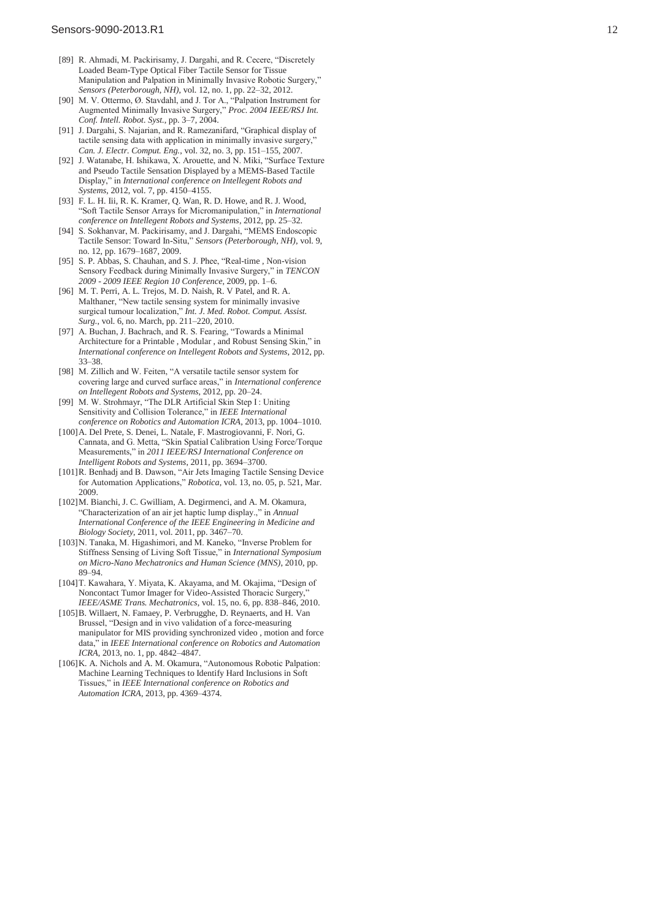- [89] R. Ahmadi, M. Packirisamy, J. Dargahi, and R. Cecere, "Discretely Loaded Beam-Type Optical Fiber Tactile Sensor for Tissue Manipulation and Palpation in Minimally Invasive Robotic Surgery," *Sensors (Peterborough, NH)*, vol. 12, no. 1, pp. 22–32, 2012.
- [90] M. V. Ottermo, Ø. Stavdahl, and J. Tor A., "Palpation Instrument for Augmented Minimally Invasive Surgery," *Proc. 2004 IEEE/RSJ Int. Conf. Intell. Robot. Syst.*, pp. 3–7, 2004.
- [91] J. Dargahi, S. Najarian, and R. Ramezanifard, "Graphical display of tactile sensing data with application in minimally invasive surgery," *Can. J. Electr. Comput. Eng.*, vol. 32, no. 3, pp. 151–155, 2007.
- [92] J. Watanabe, H. Ishikawa, X. Arouette, and N. Miki, "Surface Texture and Pseudo Tactile Sensation Displayed by a MEMS-Based Tactile Display," in *International conference on Intellegent Robots and Systems*, 2012, vol. 7, pp. 4150–4155.
- [93] F. L. H. Iii, R. K. Kramer, Q. Wan, R. D. Howe, and R. J. Wood, "Soft Tactile Sensor Arrays for Micromanipulation," in *International conference on Intellegent Robots and Systems*, 2012, pp. 25–32.
- [94] S. Sokhanvar, M. Packirisamy, and J. Dargahi, "MEMS Endoscopic Tactile Sensor: Toward In-Situ," *Sensors (Peterborough, NH)*, vol. 9, no. 12, pp. 1679–1687, 2009.
- [95] S. P. Abbas, S. Chauhan, and S. J. Phee, "Real-time , Non-vision Sensory Feedback during Minimally Invasive Surgery," in *TENCON 2009 - 2009 IEEE Region 10 Conference*, 2009, pp. 1–6.
- [96] M. T. Perri, A. L. Trejos, M. D. Naish, R. V Patel, and R. A. Malthaner, "New tactile sensing system for minimally invasive surgical tumour localization," *Int. J. Med. Robot. Comput. Assist. Surg.*, vol. 6, no. March, pp. 211–220, 2010.
- [97] A. Buchan, J. Bachrach, and R. S. Fearing, "Towards a Minimal Architecture for a Printable , Modular , and Robust Sensing Skin," in *International conference on Intellegent Robots and Systems*, 2012, pp. 33–38.
- [98] M. Zillich and W. Feiten, "A versatile tactile sensor system for covering large and curved surface areas," in *International conference on Intellegent Robots and Systems*, 2012, pp. 20–24.
- [99] M. W. Strohmayr, "The DLR Artificial Skin Step I : Uniting Sensitivity and Collision Tolerance," in *IEEE International conference on Robotics and Automation ICRA*, 2013, pp. 1004–1010.
- [100] A. Del Prete, S. Denei, L. Natale, F. Mastrogiovanni, F. Nori, G. Cannata, and G. Metta, "Skin Spatial Calibration Using Force/Torque Measurements," in *2011 IEEE/RSJ International Conference on Intelligent Robots and Systems*, 2011, pp. 3694–3700.
- [101] R. Benhadj and B. Dawson, "Air Jets Imaging Tactile Sensing Device for Automation Applications," *Robotica*, vol. 13, no. 05, p. 521, Mar. 2009.
- [102] M. Bianchi, J. C. Gwilliam, A. Degirmenci, and A. M. Okamura, "Characterization of an air jet haptic lump display.," in *Annual International Conference of the IEEE Engineering in Medicine and Biology Society*, 2011, vol. 2011, pp. 3467–70.
- [103] N. Tanaka, M. Higashimori, and M. Kaneko, "Inverse Problem for Stiffness Sensing of Living Soft Tissue," in *International Symposium on Micro-Nano Mechatronics and Human Science (MNS)*, 2010, pp. 89–94.
- [104] T. Kawahara, Y. Miyata, K. Akayama, and M. Okajima, "Design of Noncontact Tumor Imager for Video-Assisted Thoracic Surgery," *IEEE/ASME Trans. Mechatronics*, vol. 15, no. 6, pp. 838–846, 2010.
- [105] B. Willaert, N. Famaey, P. Verbrugghe, D. Reynaerts, and H. Van Brussel, "Design and in vivo validation of a force-measuring manipulator for MIS providing synchronized video , motion and force data," in *IEEE International conference on Robotics and Automation ICRA*, 2013, no. 1, pp. 4842–4847.
- [106] K. A. Nichols and A. M. Okamura, "Autonomous Robotic Palpation: Machine Learning Techniques to Identify Hard Inclusions in Soft Tissues," in *IEEE International conference on Robotics and Automation ICRA*, 2013, pp. 4369–4374.